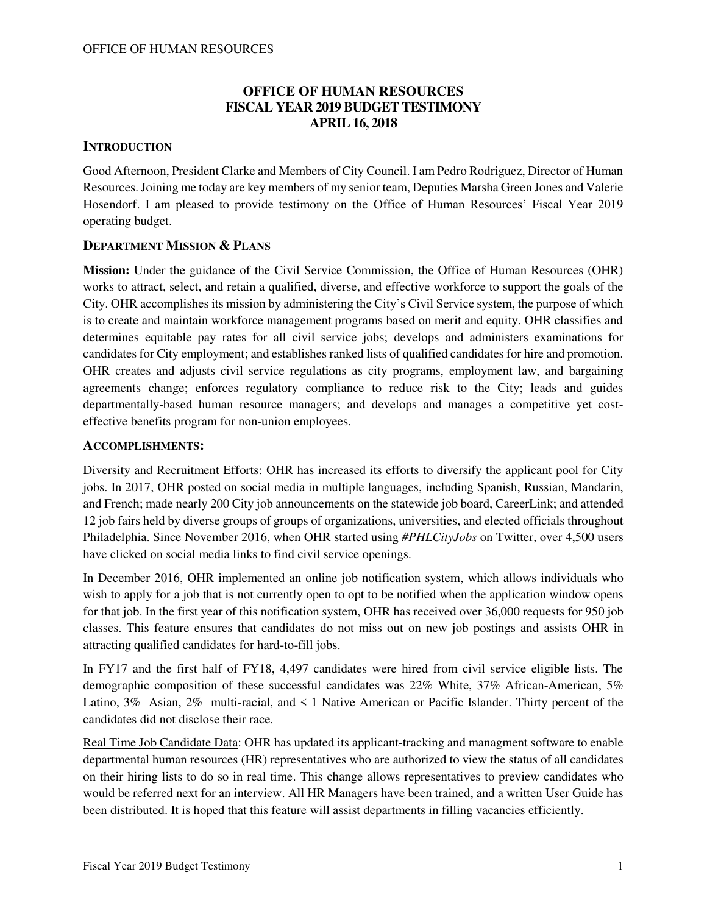# OFFICE OF HUMAN RESOURCES
# FISCAL YEAR 2019 BUDGET TESTIMONY
# APRIL 16, 2018

## INTRODUCTION

Good Afternoon, President Clarke and Members of City Council. I am Pedro Rodriguez, Director of Human Resources. Joining me today are key members of my senior team, Deputies Marsha Green Jones and Valerie Hosendorf. I am pleased to provide testimony on the Office of Human Resources' Fiscal Year 2019 operating budget.

## DEPARTMENT MISSION & PLANS

**Mission:** Under the guidance of the Civil Service Commission, the Office of Human Resources (OHR) works to attract, select, and retain a qualified, diverse, and effective workforce to support the goals of the City. OHR accomplishes its mission by administering the City's Civil Service system, the purpose of which is to create and maintain workforce management programs based on merit and equity. OHR classifies and determines equitable pay rates for all civil service jobs; develops and administers examinations for candidates for City employment; and establishes ranked lists of qualified candidates for hire and promotion. OHR creates and adjusts civil service regulations as city programs, employment law, and bargaining agreements change; enforces regulatory compliance to reduce risk to the City; leads and guides departmentally-based human resource managers; and develops and manages a competitive yet cost-effective benefits program for non-union employees.

## ACCOMPLISHMENTS:

Diversity and Recruitment Efforts: OHR has increased its efforts to diversify the applicant pool for City jobs. In 2017, OHR posted on social media in multiple languages, including Spanish, Russian, Mandarin, and French; made nearly 200 City job announcements on the statewide job board, CareerLink; and attended 12 job fairs held by diverse groups of groups of organizations, universities, and elected officials throughout Philadelphia. Since November 2016, when OHR started using *#PHLCityJobs* on Twitter, over 4,500 users have clicked on social media links to find civil service openings.

In December 2016, OHR implemented an online job notification system, which allows individuals who wish to apply for a job that is not currently open to opt to be notified when the application window opens for that job. In the first year of this notification system, OHR has received over 36,000 requests for 950 job classes. This feature ensures that candidates do not miss out on new job postings and assists OHR in attracting qualified candidates for hard-to-fill jobs.

In FY17 and the first half of FY18, 4,497 candidates were hired from civil service eligible lists. The demographic composition of these successful candidates was 22% White, 37% African-American, 5% Latino, 3% Asian, 2% multi-racial, and < 1 Native American or Pacific Islander. Thirty percent of the candidates did not disclose their race.

Real Time Job Candidate Data: OHR has updated its applicant-tracking and managment software to enable departmental human resources (HR) representatives who are authorized to view the status of all candidates on their hiring lists to do so in real time. This change allows representatives to preview candidates who would be referred next for an interview. All HR Managers have been trained, and a written User Guide has been distributed. It is hoped that this feature will assist departments in filling vacancies efficiently.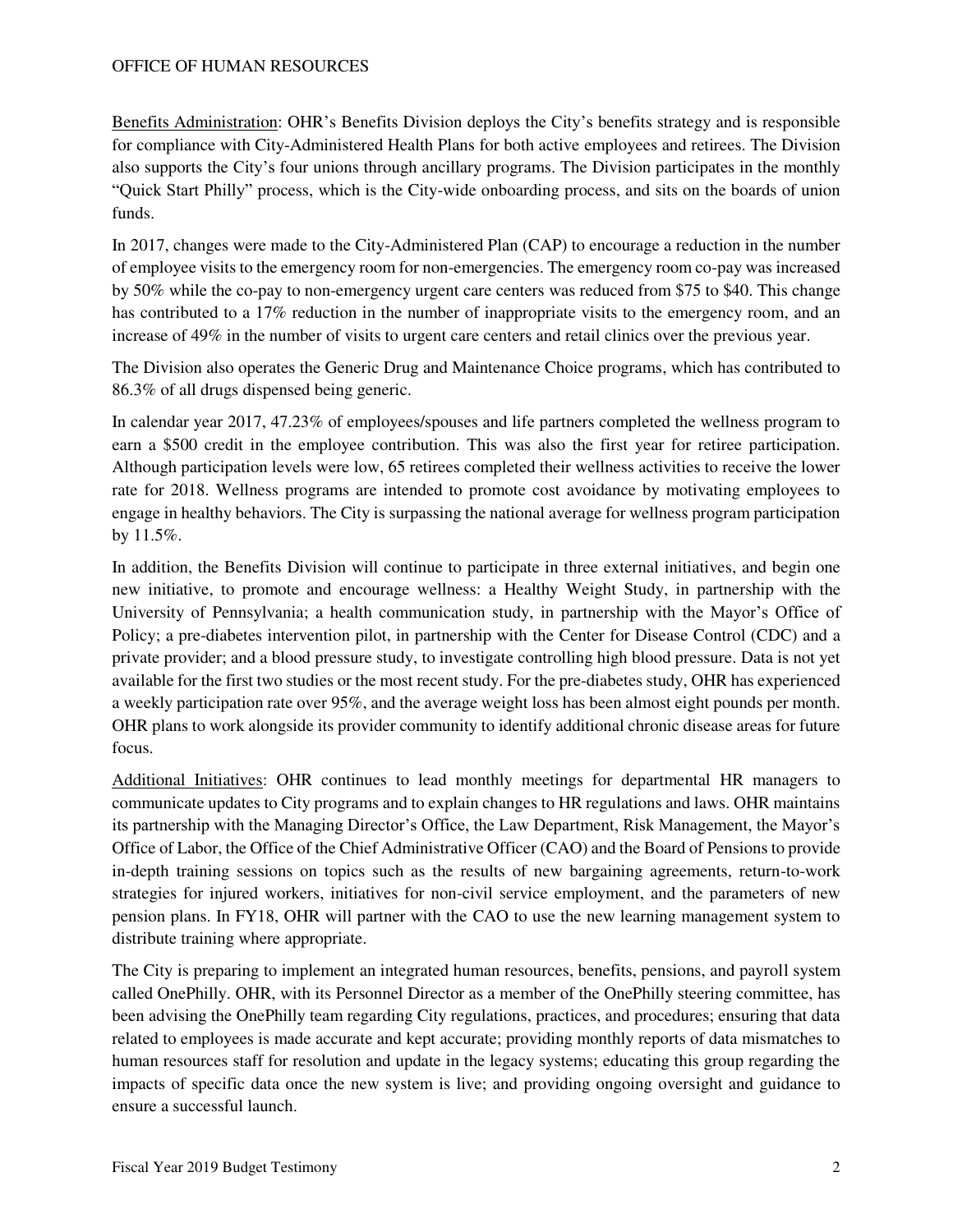Benefits Administration: OHR's Benefits Division deploys the City's benefits strategy and is responsible for compliance with City-Administered Health Plans for both active employees and retirees. The Division also supports the City's four unions through ancillary programs. The Division participates in the monthly "Quick Start Philly" process, which is the City-wide onboarding process, and sits on the boards of union funds.

In 2017, changes were made to the City-Administered Plan (CAP) to encourage a reduction in the number of employee visits to the emergency room for non-emergencies. The emergency room co-pay was increased by 50% while the co-pay to non-emergency urgent care centers was reduced from $75 to $40. This change has contributed to a 17% reduction in the number of inappropriate visits to the emergency room, and an increase of 49% in the number of visits to urgent care centers and retail clinics over the previous year.

The Division also operates the Generic Drug and Maintenance Choice programs, which has contributed to 86.3% of all drugs dispensed being generic.

In calendar year 2017, 47.23% of employees/spouses and life partners completed the wellness program to earn a $500 credit in the employee contribution. This was also the first year for retiree participation. Although participation levels were low, 65 retirees completed their wellness activities to receive the lower rate for 2018. Wellness programs are intended to promote cost avoidance by motivating employees to engage in healthy behaviors. The City is surpassing the national average for wellness program participation by 11.5%.

In addition, the Benefits Division will continue to participate in three external initiatives, and begin one new initiative, to promote and encourage wellness: a Healthy Weight Study, in partnership with the University of Pennsylvania; a health communication study, in partnership with the Mayor's Office of Policy; a pre-diabetes intervention pilot, in partnership with the Center for Disease Control (CDC) and a private provider; and a blood pressure study, to investigate controlling high blood pressure. Data is not yet available for the first two studies or the most recent study. For the pre-diabetes study, OHR has experienced a weekly participation rate over 95%, and the average weight loss has been almost eight pounds per month. OHR plans to work alongside its provider community to identify additional chronic disease areas for future focus.

Additional Initiatives: OHR continues to lead monthly meetings for departmental HR managers to communicate updates to City programs and to explain changes to HR regulations and laws. OHR maintains its partnership with the Managing Director's Office, the Law Department, Risk Management, the Mayor's Office of Labor, the Office of the Chief Administrative Officer (CAO) and the Board of Pensions to provide in-depth training sessions on topics such as the results of new bargaining agreements, return-to-work strategies for injured workers, initiatives for non-civil service employment, and the parameters of new pension plans. In FY18, OHR will partner with the CAO to use the new learning management system to distribute training where appropriate.

The City is preparing to implement an integrated human resources, benefits, pensions, and payroll system called OnePhilly. OHR, with its Personnel Director as a member of the OnePhilly steering committee, has been advising the OnePhilly team regarding City regulations, practices, and procedures; ensuring that data related to employees is made accurate and kept accurate; providing monthly reports of data mismatches to human resources staff for resolution and update in the legacy systems; educating this group regarding the impacts of specific data once the new system is live; and providing ongoing oversight and guidance to ensure a successful launch.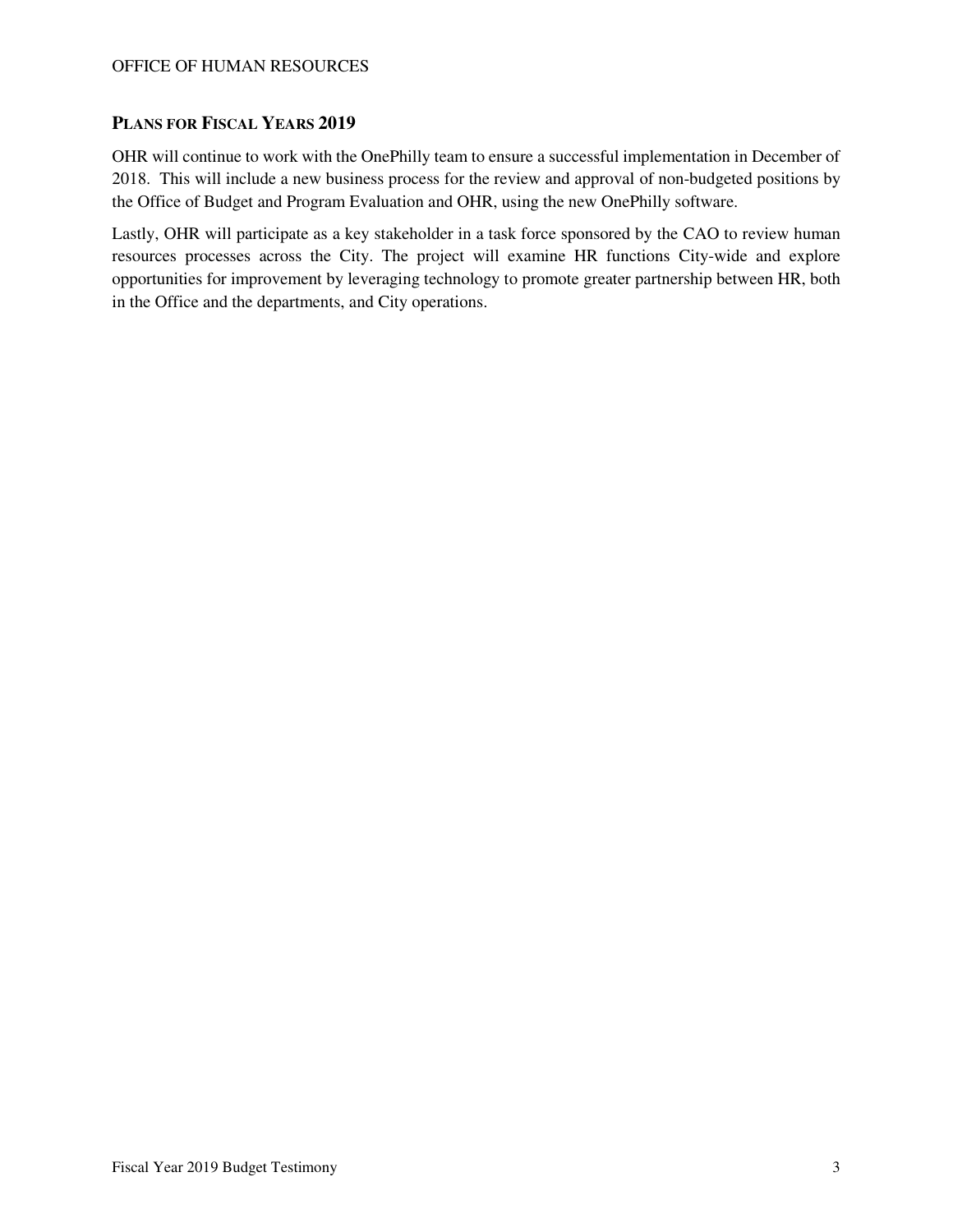## Plans for Fiscal Years 2019

OHR will continue to work with the OnePhilly team to ensure a successful implementation in December of 2018. This will include a new business process for the review and approval of non-budgeted positions by the Office of Budget and Program Evaluation and OHR, using the new OnePhilly software.

Lastly, OHR will participate as a key stakeholder in a task force sponsored by the CAO to review human resources processes across the City. The project will examine HR functions City-wide and explore opportunities for improvement by leveraging technology to promote greater partnership between HR, both in the Office and the departments, and City operations.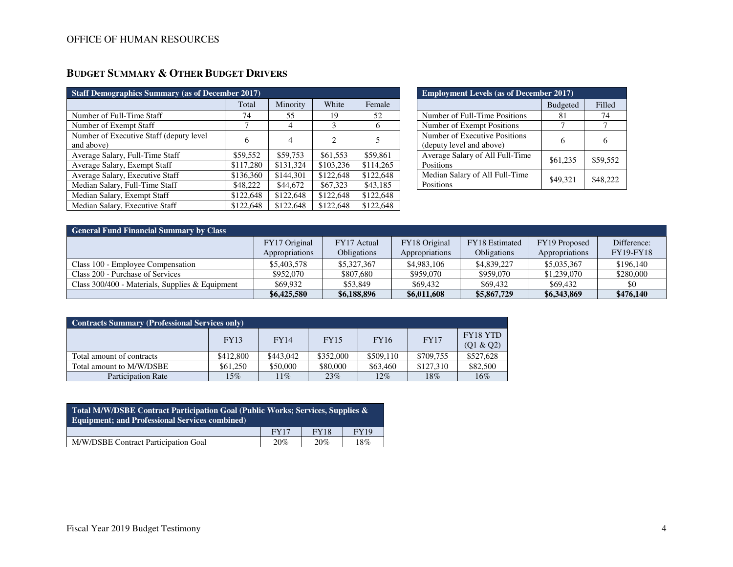## Budget Summary & Other Budget Drivers

| Staff Demographics Summary (as of December 2017) | | | | |
|---|---|---|---|---|
| | Total | Minority | White | Female |
| Number of Full-Time Staff | 74 | 55 | 19 | 52 |
| Number of Exempt Staff | 7 | 4 | 3 | 6 |
| Number of Executive Staff (deputy level and above) | 6 | 4 | 2 | 5 |
| Average Salary, Full-Time Staff | $59,552 | $59,753 | $61,553 | $59,861 |
| Average Salary, Exempt Staff | $117,280 | $131,324 | $103,236 | $114,265 |
| Average Salary, Executive Staff | $136,360 | $144,301 | $122,648 | $122,648 |
| Median Salary, Full-Time Staff | $48,222 | $44,672 | $67,323 | $43,185 |
| Median Salary, Exempt Staff | $122,648 | $122,648 | $122,648 | $122,648 |
| Median Salary, Executive Staff | $122,648 | $122,648 | $122,648 | $122,648 |

| Employment Levels (as of December 2017) | | |
|---|---|---|
| | Budgeted | Filled |
| Number of Full-Time Positions | 81 | 74 |
| Number of Exempt Positions | 7 | 7 |
| Number of Executive Positions (deputy level and above) | 6 | 6 |
| Average Salary of All Full-Time Positions | $61,235 | $59,552 |
| Median Salary of All Full-Time Positions | $49,321 | $48,222 |

| General Fund Financial Summary by Class | | | | | | |
|---|---|---|---|---|---|---|
| | FY17 Original Appropriations | FY17 Actual Obligations | FY18 Original Appropriations | FY18 Estimated Obligations | FY19 Proposed Appropriations | Difference: FY19-FY18 |
| Class 100 - Employee Compensation | $5,403,578 | $5,327,367 | $4,983,106 | $4,839,227 | $5,035,367 | $196,140 |
| Class 200 - Purchase of Services | $952,070 | $807,680 | $959,070 | $959,070 | $1,239,070 | $280,000 |
| Class 300/400 - Materials, Supplies & Equipment | $69,932 | $53,849 | $69,432 | $69,432 | $69,432 | $0 |
| | **$6,425,580** | **$6,188,896** | **$6,011,608** | **$5,867,729** | **$6,343,869** | **$476,140** |

| Contracts Summary (Professional Services only) | | | | | | |
|---|---|---|---|---|---|---|
| | FY13 | FY14 | FY15 | FY16 | FY17 | FY18 YTD (Q1 & Q2) |
| Total amount of contracts | $412,800 | $443,042 | $352,000 | $509,110 | $709,755 | $527,628 |
| Total amount to M/W/DSBE | $61,250 | $50,000 | $80,000 | $63,460 | $127,310 | $82,500 |
| Participation Rate | 15% | 11% | 23% | 12% | 18% | 16% |

| Total M/W/DSBE Contract Participation Goal (Public Works; Services, Supplies & Equipment; and Professional Services combined) | | | |
|---|---|---|---|
| | FY17 | FY18 | FY19 |
| M/W/DSBE Contract Participation Goal | 20% | 20% | 18% |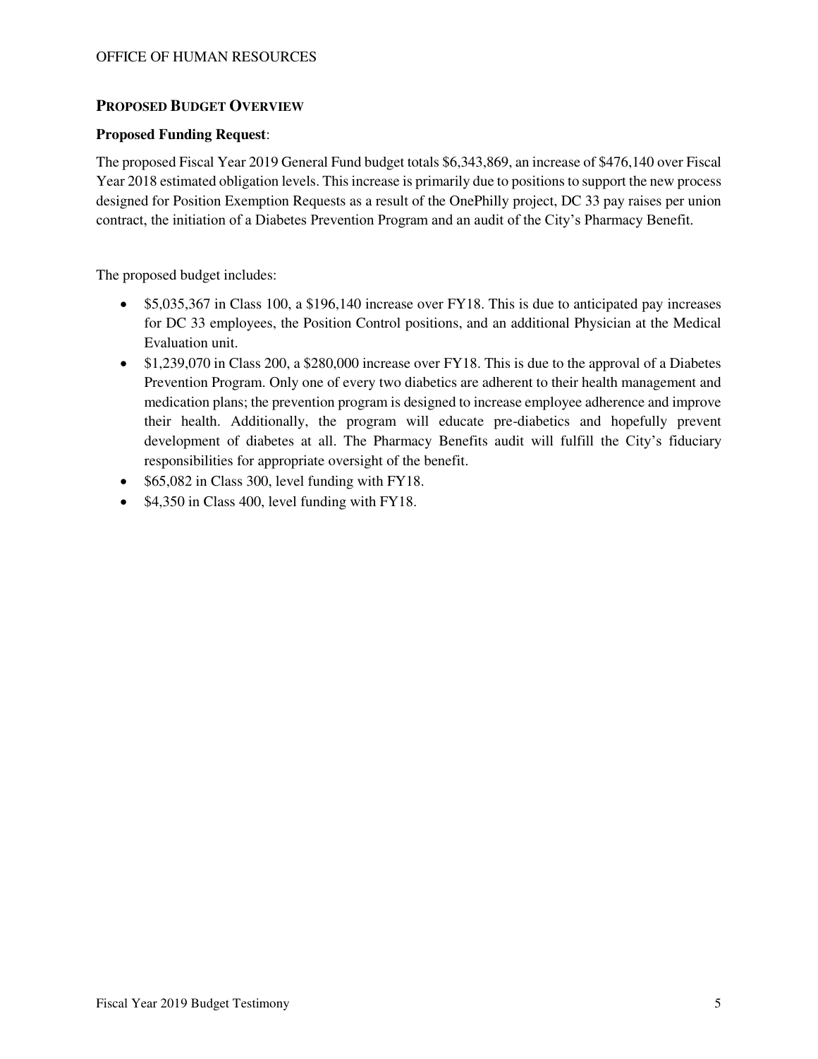## Proposed Budget Overview

**Proposed Funding Request**:

The proposed Fiscal Year 2019 General Fund budget totals $6,343,869, an increase of $476,140 over Fiscal Year 2018 estimated obligation levels. This increase is primarily due to positions to support the new process designed for Position Exemption Requests as a result of the OnePhilly project, DC 33 pay raises per union contract, the initiation of a Diabetes Prevention Program and an audit of the City's Pharmacy Benefit.

The proposed budget includes:

- $5,035,367 in Class 100, a $196,140 increase over FY18. This is due to anticipated pay increases for DC 33 employees, the Position Control positions, and an additional Physician at the Medical Evaluation unit.
- $1,239,070 in Class 200, a $280,000 increase over FY18. This is due to the approval of a Diabetes Prevention Program. Only one of every two diabetics are adherent to their health management and medication plans; the prevention program is designed to increase employee adherence and improve their health. Additionally, the program will educate pre-diabetics and hopefully prevent development of diabetes at all. The Pharmacy Benefits audit will fulfill the City's fiduciary responsibilities for appropriate oversight of the benefit.
- $65,082 in Class 300, level funding with FY18.
- $4,350 in Class 400, level funding with FY18.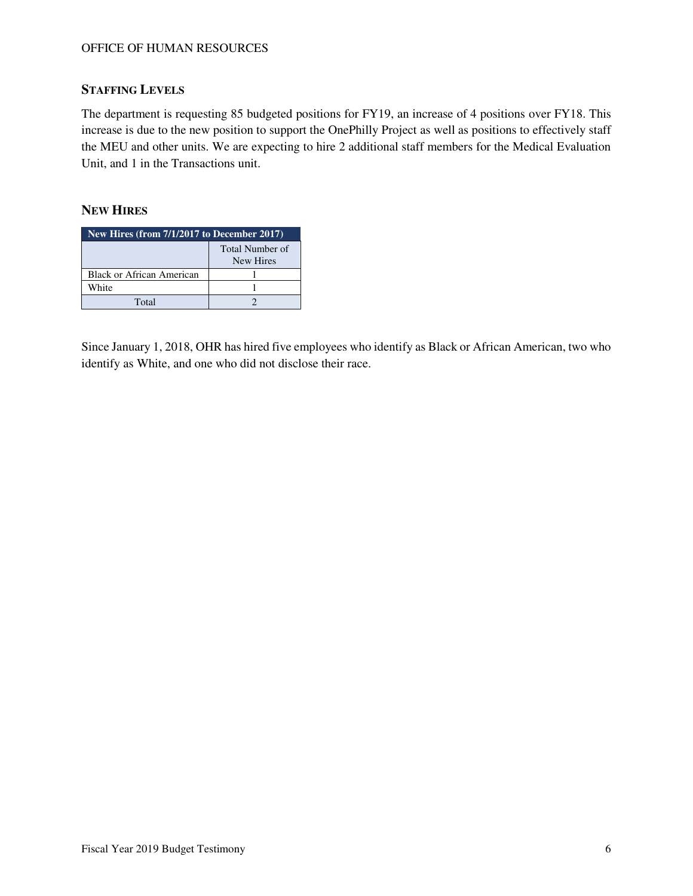## STAFFING LEVELS

The department is requesting 85 budgeted positions for FY19, an increase of 4 positions over FY18. This increase is due to the new position to support the OnePhilly Project as well as positions to effectively staff the MEU and other units. We are expecting to hire 2 additional staff members for the Medical Evaluation Unit, and 1 in the Transactions unit.

## NEW HIRES

| New Hires (from 7/1/2017 to December 2017) | |
|---|---|
| | Total Number of New Hires |
| Black or African American | 1 |
| White | 1 |
| Total | 2 |

Since January 1, 2018, OHR has hired five employees who identify as Black or African American, two who identify as White, and one who did not disclose their race.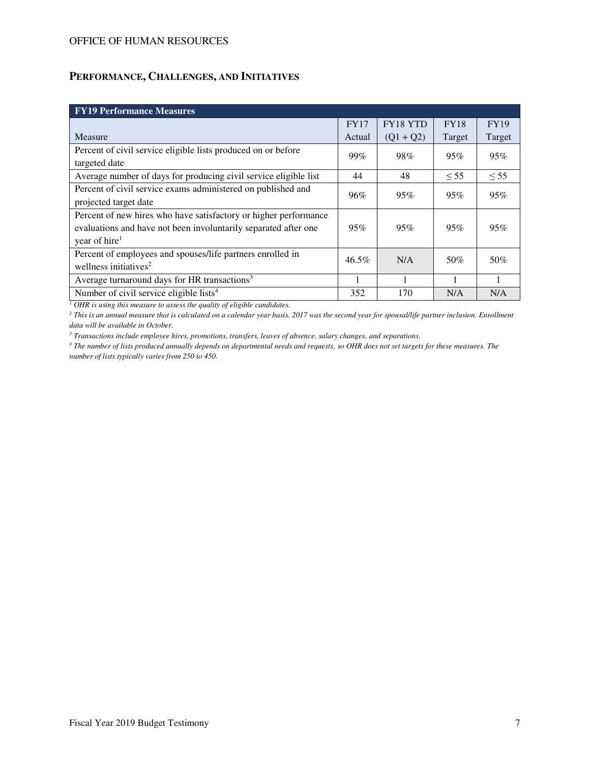## PERFORMANCE, CHALLENGES, AND INITIATIVES

| FY19 Performance Measures | | | | |
|---|---|---|---|---|
| Measure | FY17 Actual | FY18 YTD (Q1 + Q2) | FY18 Target | FY19 Target |
| Percent of civil service eligible lists produced on or before targeted date | 99% | 98% | 95% | 95% |
| Average number of days for producing civil service eligible list | 44 | 48 | ≤ 55 | ≤ 55 |
| Percent of civil service exams administered on published and projected target date | 96% | 95% | 95% | 95% |
| Percent of new hires who have satisfactory or higher performance evaluations and have not been involuntarily separated after one year of hire[1] | 95% | 95% | 95% | 95% |
| Percent of employees and spouses/life partners enrolled in wellness initiatives[2] | 46.5% | N/A | 50% | 50% |
| Average turnaround days for HR transactions[3] | 1 | 1 | 1 | 1 |
| Number of civil service eligible lists[4] | 352 | 170 | N/A | N/A |

*[1] OHR is using this measure to assess the quality of eligible candidates.*

*[2] This is an annual measure that is calculated on a calendar year basis. 2017 was the second year for spousal/life partner inclusion. Enrollment data will be available in October.*

*[3] Transactions include employee hires, promotions, transfers, leaves of absence, salary changes, and separations.*

*[4] The number of lists produced annually depends on departmental needs and requests, so OHR does not set targets for these measures. The number of lists typically varies from 250 to 450.*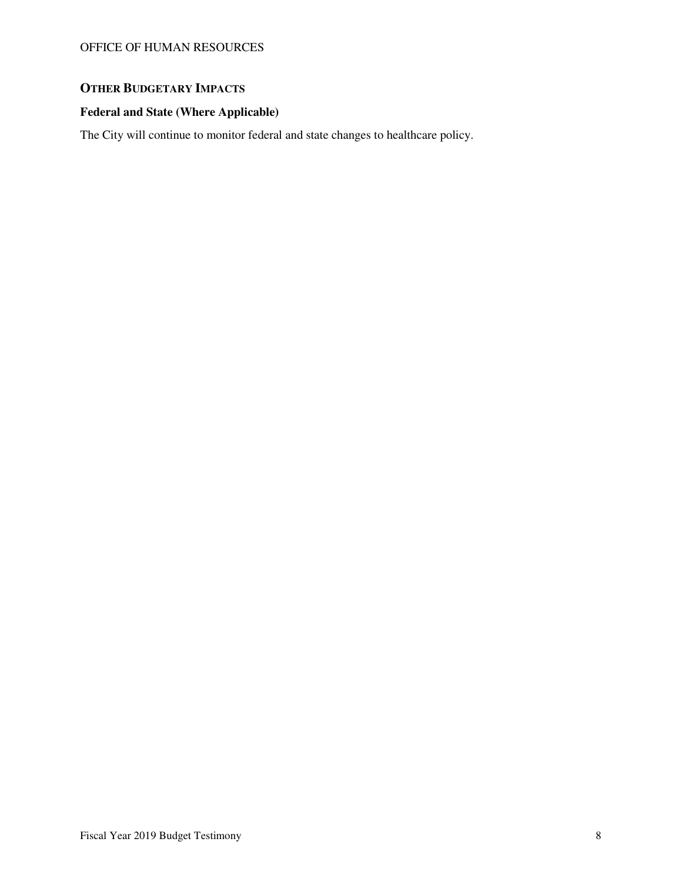## OTHER BUDGETARY IMPACTS

### Federal and State (Where Applicable)

The City will continue to monitor federal and state changes to healthcare policy.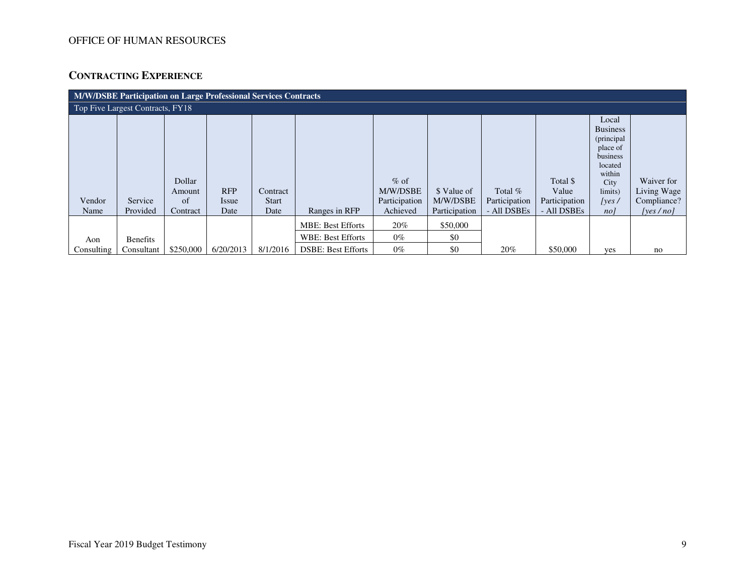OFFICE OF HUMAN RESOURCES

## CONTRACTING EXPERIENCE

| M/W/DSBE Participation on Large Professional Services Contracts | | | | | | | | | | | |
|---|---|---|---|---|---|---|---|---|---|---|---|
| Top Five Largest Contracts, FY18 | | | | | | | | | | | |
| Vendor Name | Service Provided | Dollar Amount of Contract | RFP Issue Date | Contract Start Date | Ranges in RFP | % of M/W/DSBE Participation Achieved | $ Value of M/W/DSBE Participation | Total % Participation - All DSBEs | Total $ Value Participation - All DSBEs | Local Business (principal place of business located within City limits) *[yes / no]* | Waiver for Living Wage Compliance? *[yes / no]* |
| Aon Consulting | Benefits Consultant | $250,000 | 6/20/2013 | 8/1/2016 | MBE: Best Efforts | 20% | $50,000 | 20% | $50,000 | yes | no |
| | | | | | WBE: Best Efforts | 0% | $0 | | | | |
| | | | | | DSBE: Best Efforts | 0% | $0 | | | | |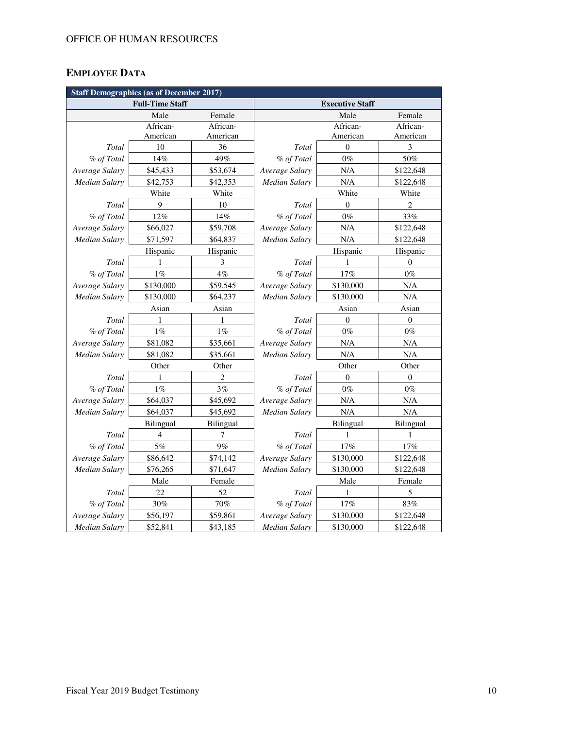## EMPLOYEE DATA

| Staff Demographics (as of December 2017) | | | | | |
|---|---|---|---|---|---|
| Full-Time Staff | | | Executive Staff | | |
| | Male | Female | | Male | Female |
| | African-American | African-American | | African-American | African-American |
| *Total* | 10 | 36 | *Total* | 0 | 3 |
| *% of Total* | 14% | 49% | *% of Total* | 0% | 50% |
| *Average Salary* | $45,433 | $53,674 | *Average Salary* | N/A | $122,648 |
| *Median Salary* | $42,753 | $42,353 | *Median Salary* | N/A | $122,648 |
| | White | White | | White | White |
| *Total* | 9 | 10 | *Total* | 0 | 2 |
| *% of Total* | 12% | 14% | *% of Total* | 0% | 33% |
| *Average Salary* | $66,027 | $59,708 | *Average Salary* | N/A | $122,648 |
| *Median Salary* | $71,597 | $64,837 | *Median Salary* | N/A | $122,648 |
| | Hispanic | Hispanic | | Hispanic | Hispanic |
| *Total* | 1 | 3 | *Total* | 1 | 0 |
| *% of Total* | 1% | 4% | *% of Total* | 17% | 0% |
| *Average Salary* | $130,000 | $59,545 | *Average Salary* | $130,000 | N/A |
| *Median Salary* | $130,000 | $64,237 | *Median Salary* | $130,000 | N/A |
| | Asian | Asian | | Asian | Asian |
| *Total* | 1 | 1 | *Total* | 0 | 0 |
| *% of Total* | 1% | 1% | *% of Total* | 0% | 0% |
| *Average Salary* | $81,082 | $35,661 | *Average Salary* | N/A | N/A |
| *Median Salary* | $81,082 | $35,661 | *Median Salary* | N/A | N/A |
| | Other | Other | | Other | Other |
| *Total* | 1 | 2 | *Total* | 0 | 0 |
| *% of Total* | 1% | 3% | *% of Total* | 0% | 0% |
| *Average Salary* | $64,037 | $45,692 | *Average Salary* | N/A | N/A |
| *Median Salary* | $64,037 | $45,692 | *Median Salary* | N/A | N/A |
| | Bilingual | Bilingual | | Bilingual | Bilingual |
| *Total* | 4 | 7 | *Total* | 1 | 1 |
| *% of Total* | 5% | 9% | *% of Total* | 17% | 17% |
| *Average Salary* | $86,642 | $74,142 | *Average Salary* | $130,000 | $122,648 |
| *Median Salary* | $76,265 | $71,647 | *Median Salary* | $130,000 | $122,648 |
| | Male | Female | | Male | Female |
| *Total* | 22 | 52 | *Total* | 1 | 5 |
| *% of Total* | 30% | 70% | *% of Total* | 17% | 83% |
| *Average Salary* | $56,197 | $59,861 | *Average Salary* | $130,000 | $122,648 |
| *Median Salary* | $52,841 | $43,185 | *Median Salary* | $130,000 | $122,648 |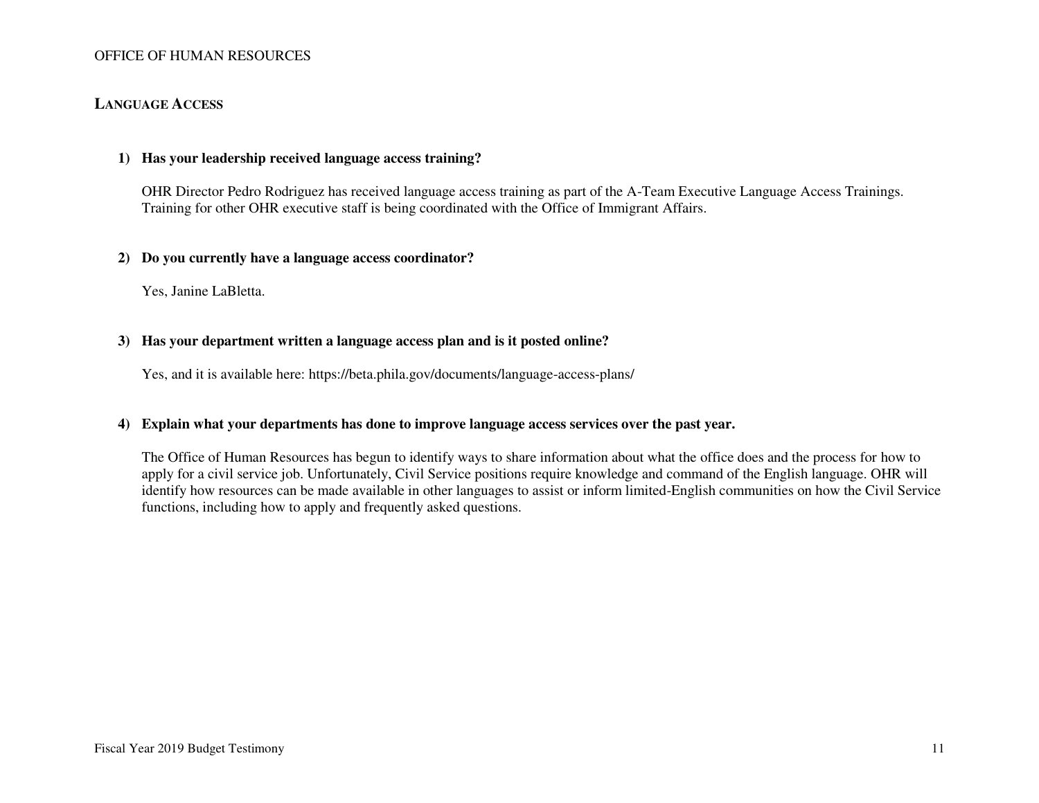# OFFICE OF HUMAN RESOURCES

## LANGUAGE ACCESS

**1) Has your leadership received language access training?**

OHR Director Pedro Rodriguez has received language access training as part of the A-Team Executive Language Access Trainings. Training for other OHR executive staff is being coordinated with the Office of Immigrant Affairs.

**2) Do you currently have a language access coordinator?**

Yes, Janine LaBletta.

**3) Has your department written a language access plan and is it posted online?**

Yes, and it is available here: https://beta.phila.gov/documents/language-access-plans/

**4) Explain what your departments has done to improve language access services over the past year.**

The Office of Human Resources has begun to identify ways to share information about what the office does and the process for how to apply for a civil service job. Unfortunately, Civil Service positions require knowledge and command of the English language. OHR will identify how resources can be made available in other languages to assist or inform limited-English communities on how the Civil Service functions, including how to apply and frequently asked questions.